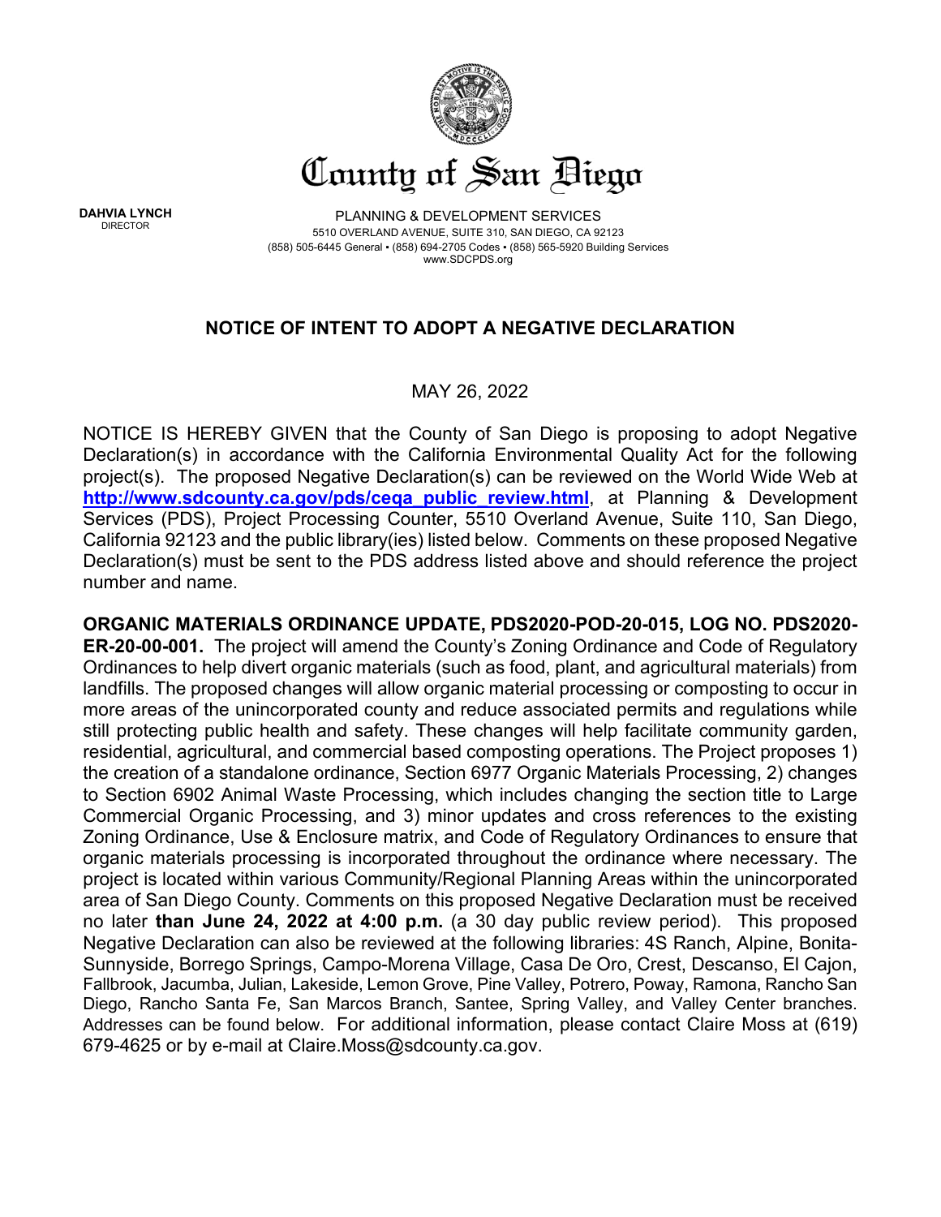# County of San Diego

**DAHVIA LYNCH**
DIRECTOR

PLANNING & DEVELOPMENT SERVICES
5510 OVERLAND AVENUE, SUITE 310, SAN DIEGO, CA 92123
(858) 505-6445 General ▪ (858) 694-2705 Codes ▪ (858) 565-5920 Building Services
www.SDCPDS.org

## NOTICE OF INTENT TO ADOPT A NEGATIVE DECLARATION

MAY 26, 2022

NOTICE IS HEREBY GIVEN that the County of San Diego is proposing to adopt Negative Declaration(s) in accordance with the California Environmental Quality Act for the following project(s). The proposed Negative Declaration(s) can be reviewed on the World Wide Web at **http://www.sdcounty.ca.gov/pds/ceqa_public_review.html**, at Planning & Development Services (PDS), Project Processing Counter, 5510 Overland Avenue, Suite 110, San Diego, California 92123 and the public library(ies) listed below. Comments on these proposed Negative Declaration(s) must be sent to the PDS address listed above and should reference the project number and name.

**ORGANIC MATERIALS ORDINANCE UPDATE, PDS2020-POD-20-015, LOG NO. PDS2020-ER-20-00-001.** The project will amend the County's Zoning Ordinance and Code of Regulatory Ordinances to help divert organic materials (such as food, plant, and agricultural materials) from landfills. The proposed changes will allow organic material processing or composting to occur in more areas of the unincorporated county and reduce associated permits and regulations while still protecting public health and safety. These changes will help facilitate community garden, residential, agricultural, and commercial based composting operations. The Project proposes 1) the creation of a standalone ordinance, Section 6977 Organic Materials Processing, 2) changes to Section 6902 Animal Waste Processing, which includes changing the section title to Large Commercial Organic Processing, and 3) minor updates and cross references to the existing Zoning Ordinance, Use & Enclosure matrix, and Code of Regulatory Ordinances to ensure that organic materials processing is incorporated throughout the ordinance where necessary. The project is located within various Community/Regional Planning Areas within the unincorporated area of San Diego County. Comments on this proposed Negative Declaration must be received no later **than June 24, 2022 at 4:00 p.m.** (a 30 day public review period). This proposed Negative Declaration can also be reviewed at the following libraries: 4S Ranch, Alpine, Bonita-Sunnyside, Borrego Springs, Campo-Morena Village, Casa De Oro, Crest, Descanso, El Cajon, Fallbrook, Jacumba, Julian, Lakeside, Lemon Grove, Pine Valley, Potrero, Poway, Ramona, Rancho San Diego, Rancho Santa Fe, San Marcos Branch, Santee, Spring Valley, and Valley Center branches. Addresses can be found below. For additional information, please contact Claire Moss at (619) 679-4625 or by e-mail at Claire.Moss@sdcounty.ca.gov.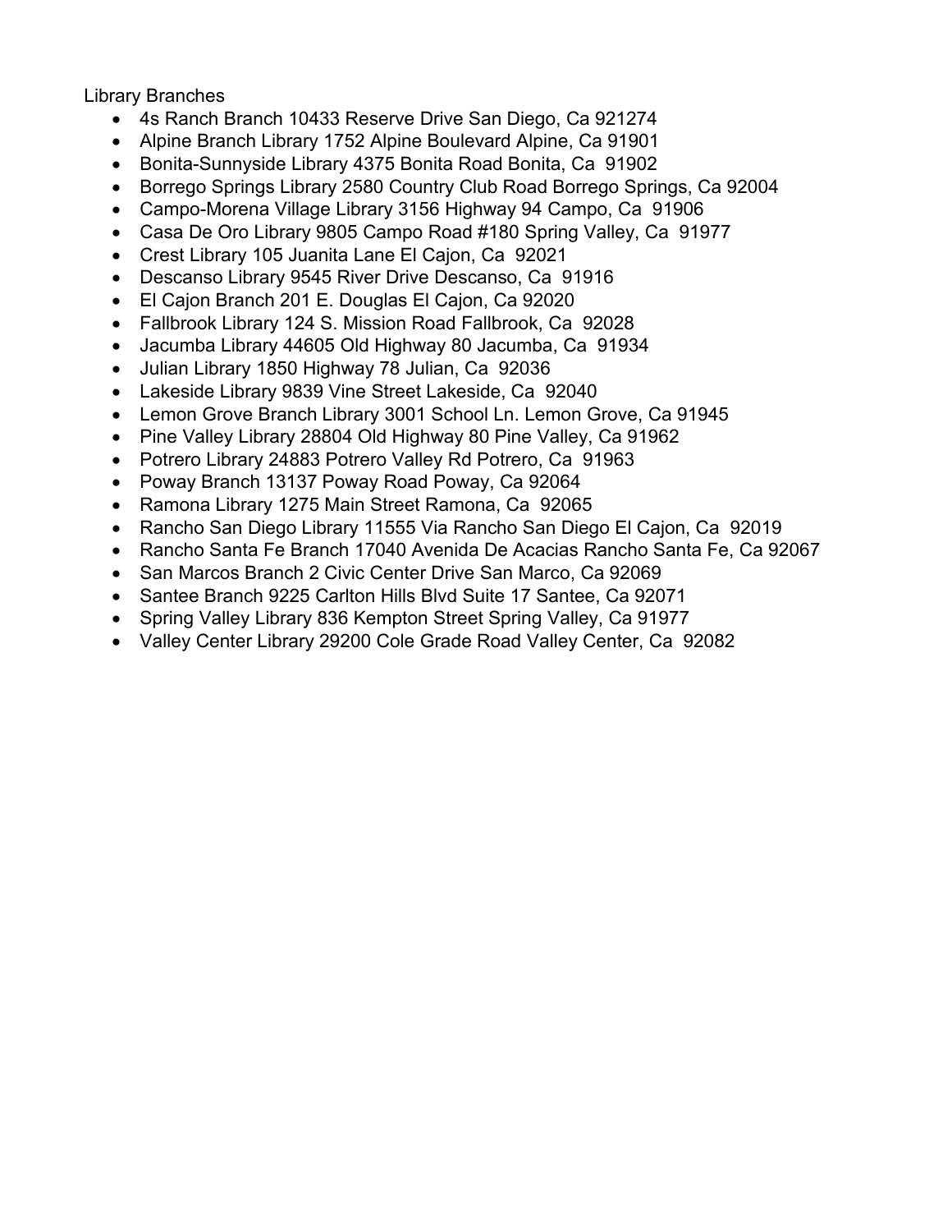Library Branches

- 4s Ranch Branch 10433 Reserve Drive San Diego, Ca 921274
- Alpine Branch Library 1752 Alpine Boulevard Alpine, Ca 91901
- Bonita-Sunnyside Library 4375 Bonita Road Bonita, Ca 91902
- Borrego Springs Library 2580 Country Club Road Borrego Springs, Ca 92004
- Campo-Morena Village Library 3156 Highway 94 Campo, Ca 91906
- Casa De Oro Library 9805 Campo Road #180 Spring Valley, Ca 91977
- Crest Library 105 Juanita Lane El Cajon, Ca 92021
- Descanso Library 9545 River Drive Descanso, Ca 91916
- El Cajon Branch 201 E. Douglas El Cajon, Ca 92020
- Fallbrook Library 124 S. Mission Road Fallbrook, Ca 92028
- Jacumba Library 44605 Old Highway 80 Jacumba, Ca 91934
- Julian Library 1850 Highway 78 Julian, Ca 92036
- Lakeside Library 9839 Vine Street Lakeside, Ca 92040
- Lemon Grove Branch Library 3001 School Ln. Lemon Grove, Ca 91945
- Pine Valley Library 28804 Old Highway 80 Pine Valley, Ca 91962
- Potrero Library 24883 Potrero Valley Rd Potrero, Ca 91963
- Poway Branch 13137 Poway Road Poway, Ca 92064
- Ramona Library 1275 Main Street Ramona, Ca 92065
- Rancho San Diego Library 11555 Via Rancho San Diego El Cajon, Ca 92019
- Rancho Santa Fe Branch 17040 Avenida De Acacias Rancho Santa Fe, Ca 92067
- San Marcos Branch 2 Civic Center Drive San Marco, Ca 92069
- Santee Branch 9225 Carlton Hills Blvd Suite 17 Santee, Ca 92071
- Spring Valley Library 836 Kempton Street Spring Valley, Ca 91977
- Valley Center Library 29200 Cole Grade Road Valley Center, Ca 92082